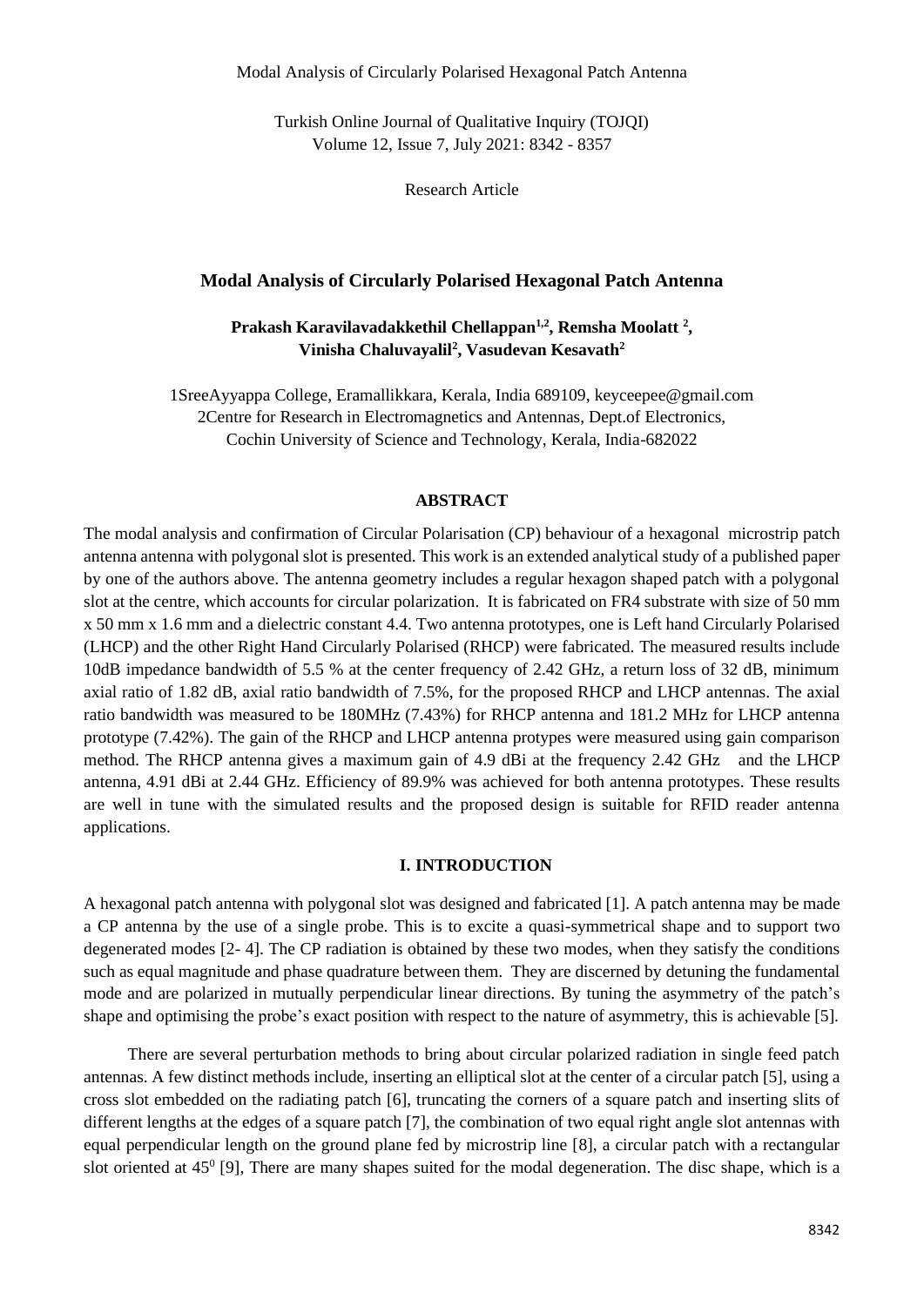Research Article

# Modal Analysis of Circularly Polarised Hexagonal Patch Antenna

**Prakash Karavilavadakkethil Chellappan[1,2], Remsha Moolatt [2], Vinisha Chaluvayalil[2], Vasudevan Kesavath[2]**

1SreeAyyappa College, Eramallikkara, Kerala, India 689109, keyceepee@gmail.com
2Centre for Research in Electromagnetics and Antennas, Dept.of Electronics, Cochin University of Science and Technology, Kerala, India-682022

## ABSTRACT

The modal analysis and confirmation of Circular Polarisation (CP) behaviour of a hexagonal microstrip patch antenna antenna with polygonal slot is presented. This work is an extended analytical study of a published paper by one of the authors above. The antenna geometry includes a regular hexagon shaped patch with a polygonal slot at the centre, which accounts for circular polarization. It is fabricated on FR4 substrate with size of 50 mm x 50 mm x 1.6 mm and a dielectric constant 4.4. Two antenna prototypes, one is Left hand Circularly Polarised (LHCP) and the other Right Hand Circularly Polarised (RHCP) were fabricated. The measured results include 10dB impedance bandwidth of 5.5 % at the center frequency of 2.42 GHz, a return loss of 32 dB, minimum axial ratio of 1.82 dB, axial ratio bandwidth of 7.5%, for the proposed RHCP and LHCP antennas. The axial ratio bandwidth was measured to be 180MHz (7.43%) for RHCP antenna and 181.2 MHz for LHCP antenna prototype (7.42%). The gain of the RHCP and LHCP antenna protypes were measured using gain comparison method. The RHCP antenna gives a maximum gain of 4.9 dBi at the frequency 2.42 GHz and the LHCP antenna, 4.91 dBi at 2.44 GHz. Efficiency of 89.9% was achieved for both antenna prototypes. These results are well in tune with the simulated results and the proposed design is suitable for RFID reader antenna applications.

## I. INTRODUCTION

A hexagonal patch antenna with polygonal slot was designed and fabricated [1]. A patch antenna may be made a CP antenna by the use of a single probe. This is to excite a quasi-symmetrical shape and to support two degenerated modes [2- 4]. The CP radiation is obtained by these two modes, when they satisfy the conditions such as equal magnitude and phase quadrature between them. They are discerned by detuning the fundamental mode and are polarized in mutually perpendicular linear directions. By tuning the asymmetry of the patch's shape and optimising the probe's exact position with respect to the nature of asymmetry, this is achievable [5].

There are several perturbation methods to bring about circular polarized radiation in single feed patch antennas. A few distinct methods include, inserting an elliptical slot at the center of a circular patch [5], using a cross slot embedded on the radiating patch [6], truncating the corners of a square patch and inserting slits of different lengths at the edges of a square patch [7], the combination of two equal right angle slot antennas with equal perpendicular length on the ground plane fed by microstrip line [8], a circular patch with a rectangular slot oriented at $45^0$ [9], There are many shapes suited for the modal degeneration. The disc shape, which is a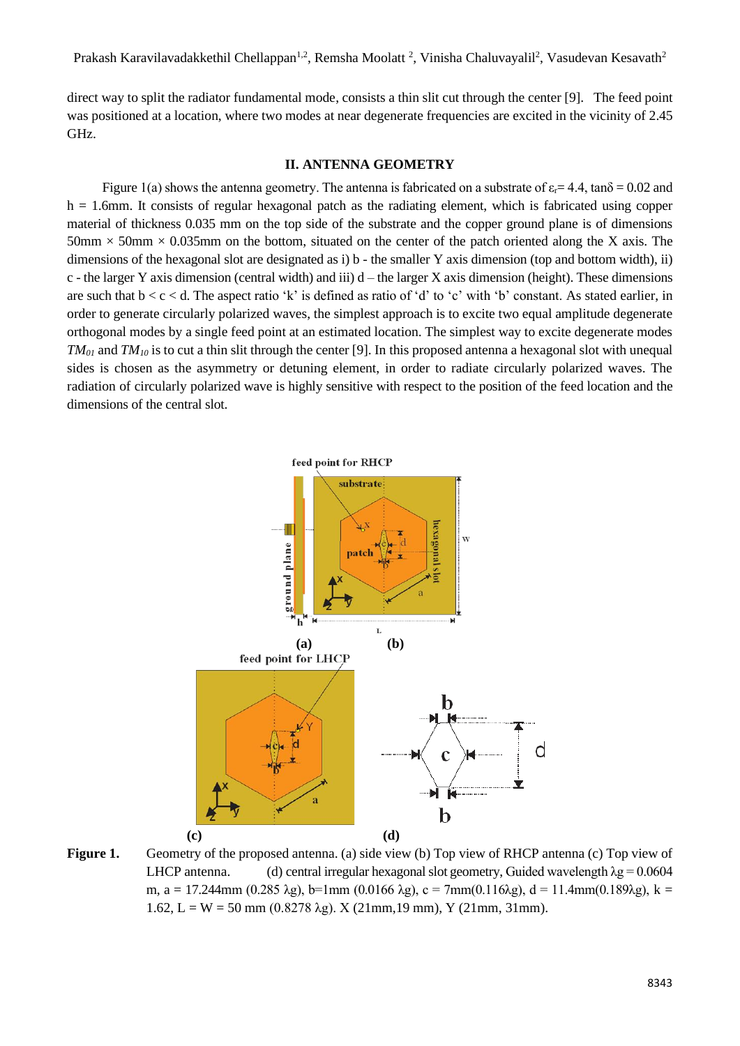direct way to split the radiator fundamental mode, consists a thin slit cut through the center [9]. The feed point was positioned at a location, where two modes at near degenerate frequencies are excited in the vicinity of 2.45 GHz.

## II. ANTENNA GEOMETRY

Figure 1(a) shows the antenna geometry. The antenna is fabricated on a substrate of $\varepsilon_r$= 4.4, tanδ = 0.02 and h = 1.6mm. It consists of regular hexagonal patch as the radiating element, which is fabricated using copper material of thickness 0.035 mm on the top side of the substrate and the copper ground plane is of dimensions 50mm × 50mm × 0.035mm on the bottom, situated on the center of the patch oriented along the X axis. The dimensions of the hexagonal slot are designated as i) b - the smaller Y axis dimension (top and bottom width), ii) c - the larger Y axis dimension (central width) and iii) d – the larger X axis dimension (height). These dimensions are such that b < c < d. The aspect ratio 'k' is defined as ratio of 'd' to 'c' with 'b' constant. As stated earlier, in order to generate circularly polarized waves, the simplest approach is to excite two equal amplitude degenerate orthogonal modes by a single feed point at an estimated location. The simplest way to excite degenerate modes $TM_{01}$ and $TM_{10}$ is to cut a thin slit through the center [9]. In this proposed antenna a hexagonal slot with unequal sides is chosen as the asymmetry or detuning element, in order to radiate circularly polarized waves. The radiation of circularly polarized wave is highly sensitive with respect to the position of the feed location and the dimensions of the central slot.

**Figure 1.** Geometry of the proposed antenna. (a) side view (b) Top view of RHCP antenna (c) Top view of LHCP antenna. (d) central irregular hexagonal slot geometry, Guided wavelength $\lambda g$ = 0.0604 m, a = 17.244mm (0.285 $\lambda g$), b=1mm (0.0166 $\lambda g$), c = 7mm(0.116$\lambda g$), d = 11.4mm(0.189$\lambda g$), k = 1.62, L = W = 50 mm (0.8278 $\lambda g$). X (21mm,19 mm), Y (21mm, 31mm).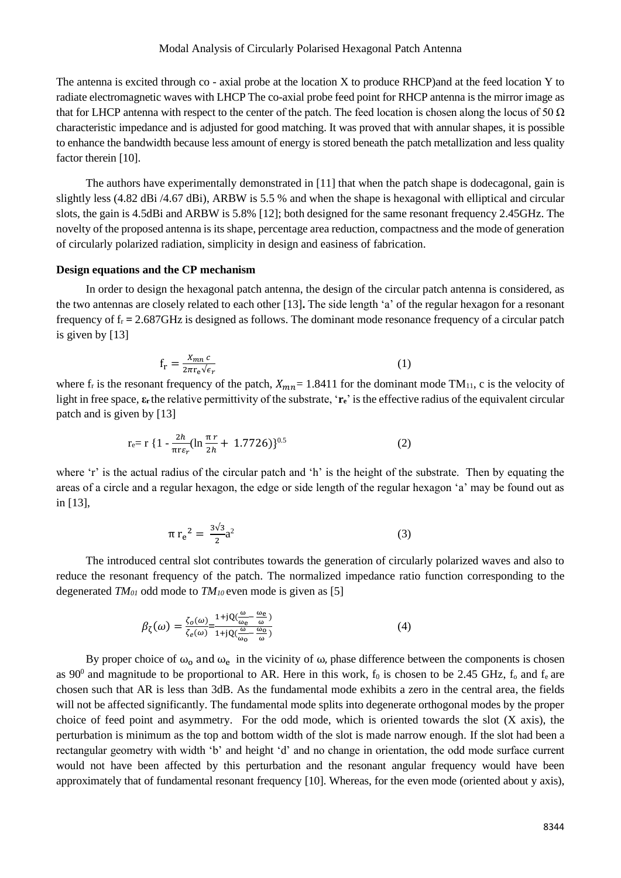The antenna is excited through co - axial probe at the location X to produce RHCP)and at the feed location Y to radiate electromagnetic waves with LHCP The co-axial probe feed point for RHCP antenna is the mirror image as that for LHCP antenna with respect to the center of the patch. The feed location is chosen along the locus of 50 Ω characteristic impedance and is adjusted for good matching. It was proved that with annular shapes, it is possible to enhance the bandwidth because less amount of energy is stored beneath the patch metallization and less quality factor therein [10].

The authors have experimentally demonstrated in [11] that when the patch shape is dodecagonal, gain is slightly less (4.82 dBi /4.67 dBi), ARBW is 5.5 % and when the shape is hexagonal with elliptical and circular slots, the gain is 4.5dBi and ARBW is 5.8% [12]; both designed for the same resonant frequency 2.45GHz. The novelty of the proposed antenna is its shape, percentage area reduction, compactness and the mode of generation of circularly polarized radiation, simplicity in design and easiness of fabrication.

**Design equations and the CP mechanism**

In order to design the hexagonal patch antenna, the design of the circular patch antenna is considered, as the two antennas are closely related to each other [13]**.** The side length 'a' of the regular hexagon for a resonant frequency of $f_r$ = 2.687GHz is designed as follows. The dominant mode resonance frequency of a circular patch is given by [13]

$$f_r = \frac{X_{mn}\, c}{2\pi r_e \sqrt{\epsilon_r}} \tag{1}$$

where $f_r$ is the resonant frequency of the patch, $X_{mn}$ = 1.8411 for the dominant mode $TM_{11}$, c is the velocity of light in free space, $\boldsymbol{\varepsilon_r}$ the relative permittivity of the substrate, '$\mathbf{r_e}$' is the effective radius of the equivalent circular patch and is given by [13]

$$r_e = r\left\{1 - \frac{2h}{\pi r \varepsilon_r}\left(\ln\frac{\pi r}{2h} + 1.7726\right)\right\}^{0.5} \tag{2}$$

where 'r' is the actual radius of the circular patch and 'h' is the height of the substrate. Then by equating the areas of a circle and a regular hexagon, the edge or side length of the regular hexagon 'a' may be found out as in [13],

$$\pi\, r_e^{\,2} = \frac{3\sqrt{3}}{2}a^2 \tag{3}$$

The introduced central slot contributes towards the generation of circularly polarized waves and also to reduce the resonant frequency of the patch. The normalized impedance ratio function corresponding to the degenerated $TM_{01}$ odd mode to $TM_{10}$ even mode is given as [5]

$$\beta_\zeta(\omega) = \frac{\zeta_o(\omega)}{\zeta_e(\omega)} = \frac{1 + jQ\left(\frac{\omega}{\omega_e} - \frac{\omega_e}{\omega}\right)}{1 + jQ\left(\frac{\omega}{\omega_o} - \frac{\omega_o}{\omega}\right)} \tag{4}$$

By proper choice of $\omega_o$ and $\omega_e$ in the vicinity of ω, phase difference between the components is chosen as $90^0$ and magnitude to be proportional to AR. Here in this work, $f_0$ is chosen to be 2.45 GHz, $f_o$ and $f_e$ are chosen such that AR is less than 3dB. As the fundamental mode exhibits a zero in the central area, the fields will not be affected significantly. The fundamental mode splits into degenerate orthogonal modes by the proper choice of feed point and asymmetry. For the odd mode, which is oriented towards the slot (X axis), the perturbation is minimum as the top and bottom width of the slot is made narrow enough. If the slot had been a rectangular geometry with width 'b' and height 'd' and no change in orientation, the odd mode surface current would not have been affected by this perturbation and the resonant angular frequency would have been approximately that of fundamental resonant frequency [10]. Whereas, for the even mode (oriented about y axis),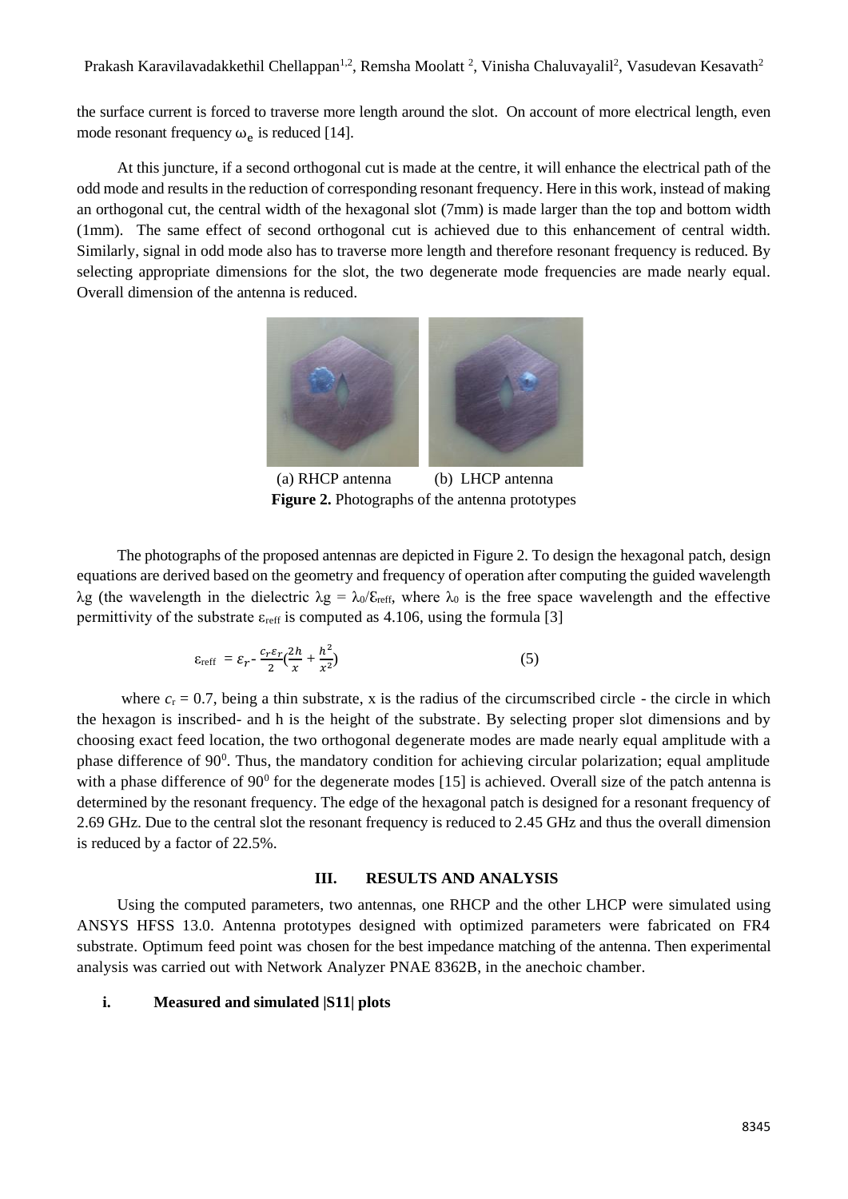the surface current is forced to traverse more length around the slot. On account of more electrical length, even mode resonant frequency $\omega_e$ is reduced [14].

At this juncture, if a second orthogonal cut is made at the centre, it will enhance the electrical path of the odd mode and results in the reduction of corresponding resonant frequency. Here in this work, instead of making an orthogonal cut, the central width of the hexagonal slot (7mm) is made larger than the top and bottom width (1mm). The same effect of second orthogonal cut is achieved due to this enhancement of central width. Similarly, signal in odd mode also has to traverse more length and therefore resonant frequency is reduced. By selecting appropriate dimensions for the slot, the two degenerate mode frequencies are made nearly equal. Overall dimension of the antenna is reduced.

(a) RHCP antenna (b) LHCP antenna

**Figure 2.** Photographs of the antenna prototypes

The photographs of the proposed antennas are depicted in Figure 2. To design the hexagonal patch, design equations are derived based on the geometry and frequency of operation after computing the guided wavelength $\lambda g$ (the wavelength in the dielectric $\lambda g = \lambda_0/\varepsilon_{reff}$, where $\lambda_0$ is the free space wavelength and the effective permittivity of the substrate $\varepsilon_{reff}$ is computed as 4.106, using the formula [3]

$$\varepsilon_{reff} = \varepsilon_r - \frac{c_r \varepsilon_r}{2}\left(\frac{2h}{x} + \frac{h^2}{x^2}\right) \tag{5}$$

where $c_r = 0.7$, being a thin substrate, x is the radius of the circumscribed circle - the circle in which the hexagon is inscribed- and h is the height of the substrate. By selecting proper slot dimensions and by choosing exact feed location, the two orthogonal degenerate modes are made nearly equal amplitude with a phase difference of $90^0$. Thus, the mandatory condition for achieving circular polarization; equal amplitude with a phase difference of $90^0$ for the degenerate modes [15] is achieved. Overall size of the patch antenna is determined by the resonant frequency. The edge of the hexagonal patch is designed for a resonant frequency of 2.69 GHz. Due to the central slot the resonant frequency is reduced to 2.45 GHz and thus the overall dimension is reduced by a factor of 22.5%.

## III. RESULTS AND ANALYSIS

Using the computed parameters, two antennas, one RHCP and the other LHCP were simulated using ANSYS HFSS 13.0. Antenna prototypes designed with optimized parameters were fabricated on FR4 substrate. Optimum feed point was chosen for the best impedance matching of the antenna. Then experimental analysis was carried out with Network Analyzer PNAE 8362B, in the anechoic chamber.

### i. Measured and simulated |S11| plots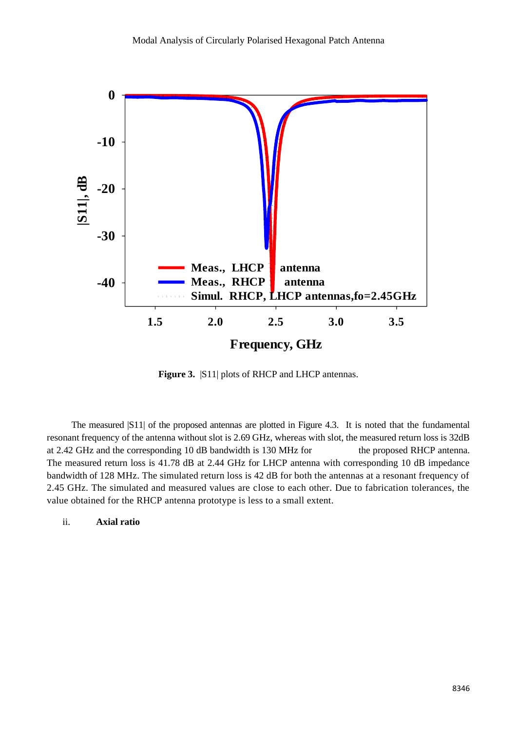**Figure 3.** |S11| plots of RHCP and LHCP antennas.

The measured |S11| of the proposed antennas are plotted in Figure 4.3. It is noted that the fundamental resonant frequency of the antenna without slot is 2.69 GHz, whereas with slot, the measured return loss is 32dB at 2.42 GHz and the corresponding 10 dB bandwidth is 130 MHz for the proposed RHCP antenna. The measured return loss is 41.78 dB at 2.44 GHz for LHCP antenna with corresponding 10 dB impedance bandwidth of 128 MHz. The simulated return loss is 42 dB for both the antennas at a resonant frequency of 2.45 GHz. The simulated and measured values are close to each other. Due to fabrication tolerances, the value obtained for the RHCP antenna prototype is less to a small extent.

ii. **Axial ratio**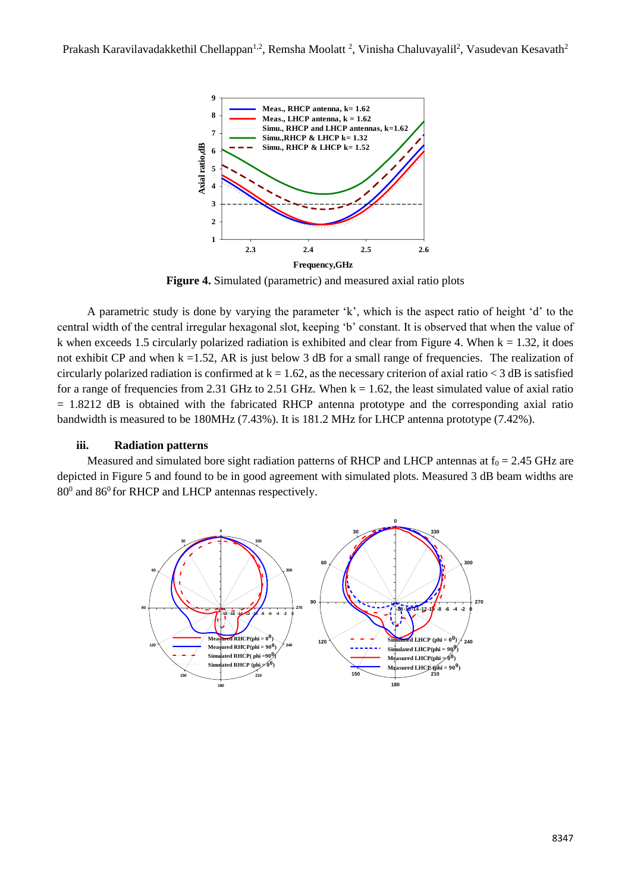**Figure 4.** Simulated (parametric) and measured axial ratio plots

A parametric study is done by varying the parameter 'k', which is the aspect ratio of height 'd' to the central width of the central irregular hexagonal slot, keeping 'b' constant. It is observed that when the value of k when exceeds 1.5 circularly polarized radiation is exhibited and clear from Figure 4. When k = 1.32, it does not exhibit CP and when k =1.52, AR is just below 3 dB for a small range of frequencies. The realization of circularly polarized radiation is confirmed at k = 1.62, as the necessary criterion of axial ratio < 3 dB is satisfied for a range of frequencies from 2.31 GHz to 2.51 GHz. When k = 1.62, the least simulated value of axial ratio = 1.8212 dB is obtained with the fabricated RHCP antenna prototype and the corresponding axial ratio bandwidth is measured to be 180MHz (7.43%). It is 181.2 MHz for LHCP antenna prototype (7.42%).

### iii. Radiation patterns

Measured and simulated bore sight radiation patterns of RHCP and LHCP antennas at $f_0$ = 2.45 GHz are depicted in Figure 5 and found to be in good agreement with simulated plots. Measured 3 dB beam widths are $80^0$ and $86^0$ for RHCP and LHCP antennas respectively.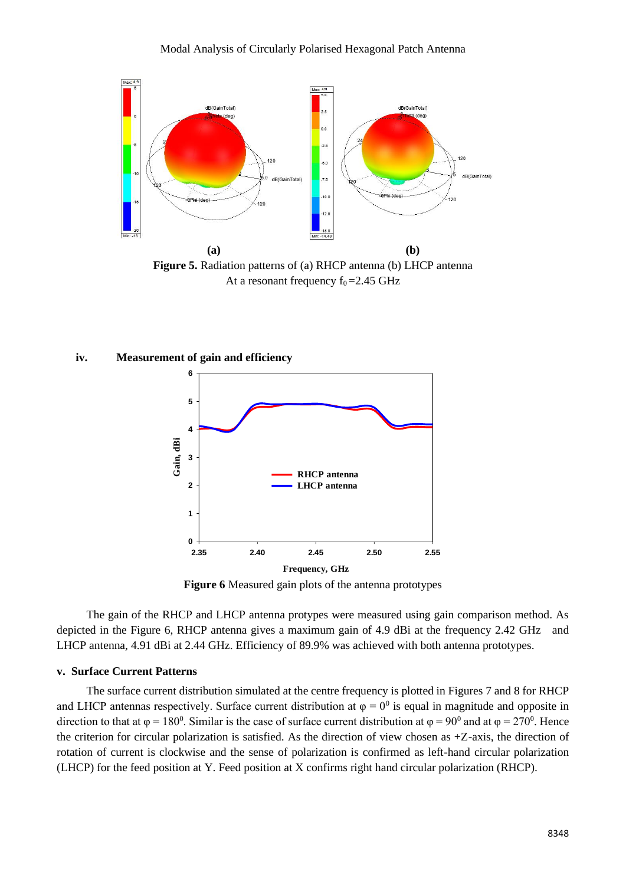**(a)** **(b)**

**Figure 5.** Radiation patterns of (a) RHCP antenna (b) LHCP antenna At a resonant frequency $f_0$ =2.45 GHz

### iv. Measurement of gain and efficiency

**Figure 6** Measured gain plots of the antenna prototypes

The gain of the RHCP and LHCP antenna protypes were measured using gain comparison method. As depicted in the Figure 6, RHCP antenna gives a maximum gain of 4.9 dBi at the frequency 2.42 GHz and LHCP antenna, 4.91 dBi at 2.44 GHz. Efficiency of 89.9% was achieved with both antenna prototypes.

### v. Surface Current Patterns

The surface current distribution simulated at the centre frequency is plotted in Figures 7 and 8 for RHCP and LHCP antennas respectively. Surface current distribution at $\varphi = 0^0$ is equal in magnitude and opposite in direction to that at $\varphi = 180^0$. Similar is the case of surface current distribution at $\varphi = 90^0$ and at $\varphi = 270^0$. Hence the criterion for circular polarization is satisfied. As the direction of view chosen as +Z-axis, the direction of rotation of current is clockwise and the sense of polarization is confirmed as left-hand circular polarization (LHCP) for the feed position at Y. Feed position at X confirms right hand circular polarization (RHCP).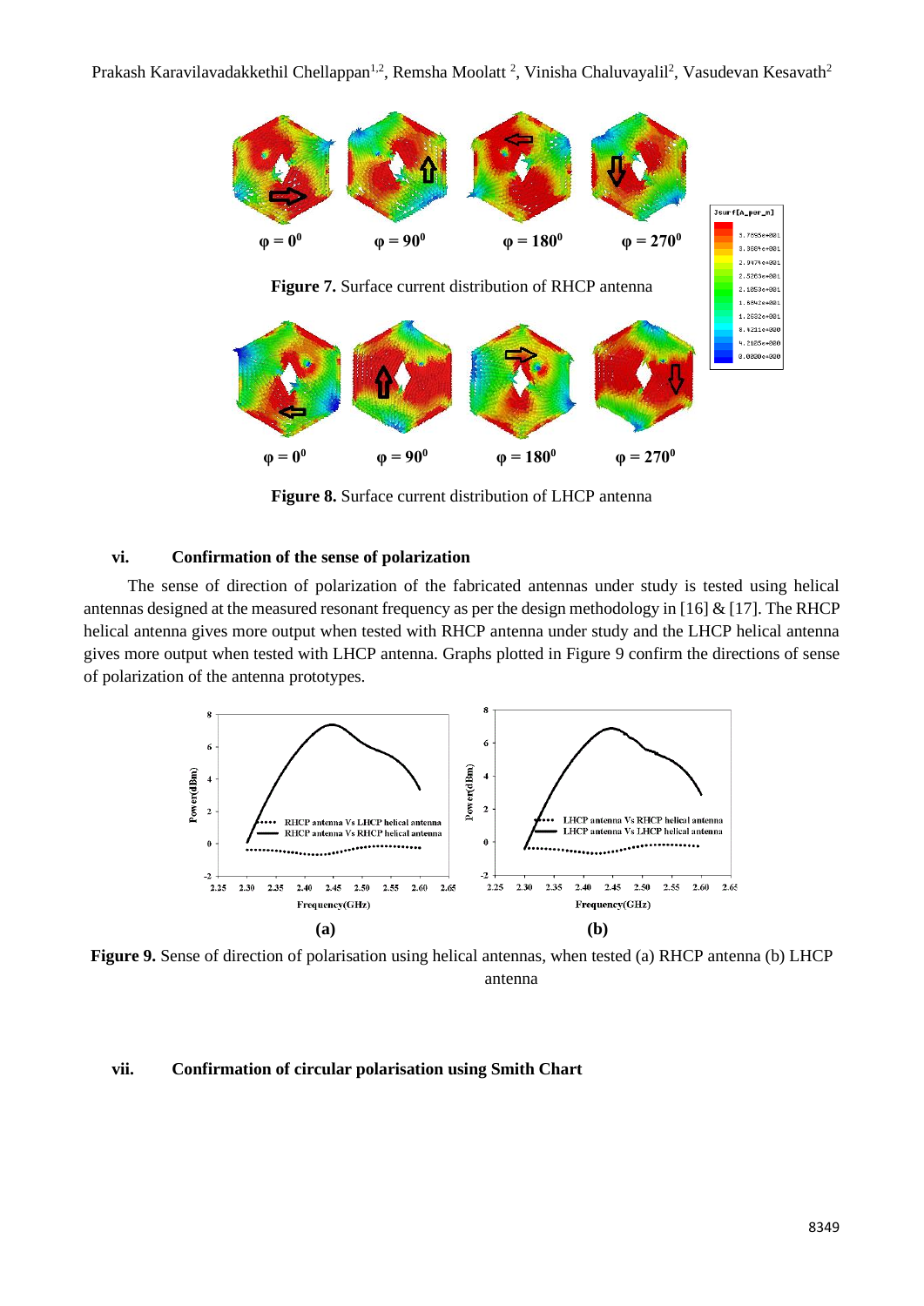$\varphi = 0^0$ $\varphi = 90^0$ $\varphi = 180^0$ $\varphi = 270^0$

**Figure 7.** Surface current distribution of RHCP antenna

$\varphi = 0^0$ $\varphi = 90^0$ $\varphi = 180^0$ $\varphi = 270^0$

**Figure 8.** Surface current distribution of LHCP antenna

### vi. Confirmation of the sense of polarization

The sense of direction of polarization of the fabricated antennas under study is tested using helical antennas designed at the measured resonant frequency as per the design methodology in [16] & [17]. The RHCP helical antenna gives more output when tested with RHCP antenna under study and the LHCP helical antenna gives more output when tested with LHCP antenna. Graphs plotted in Figure 9 confirm the directions of sense of polarization of the antenna prototypes.

**Figure 9.** Sense of direction of polarisation using helical antennas, when tested (a) RHCP antenna (b) LHCP antenna

### vii. Confirmation of circular polarisation using Smith Chart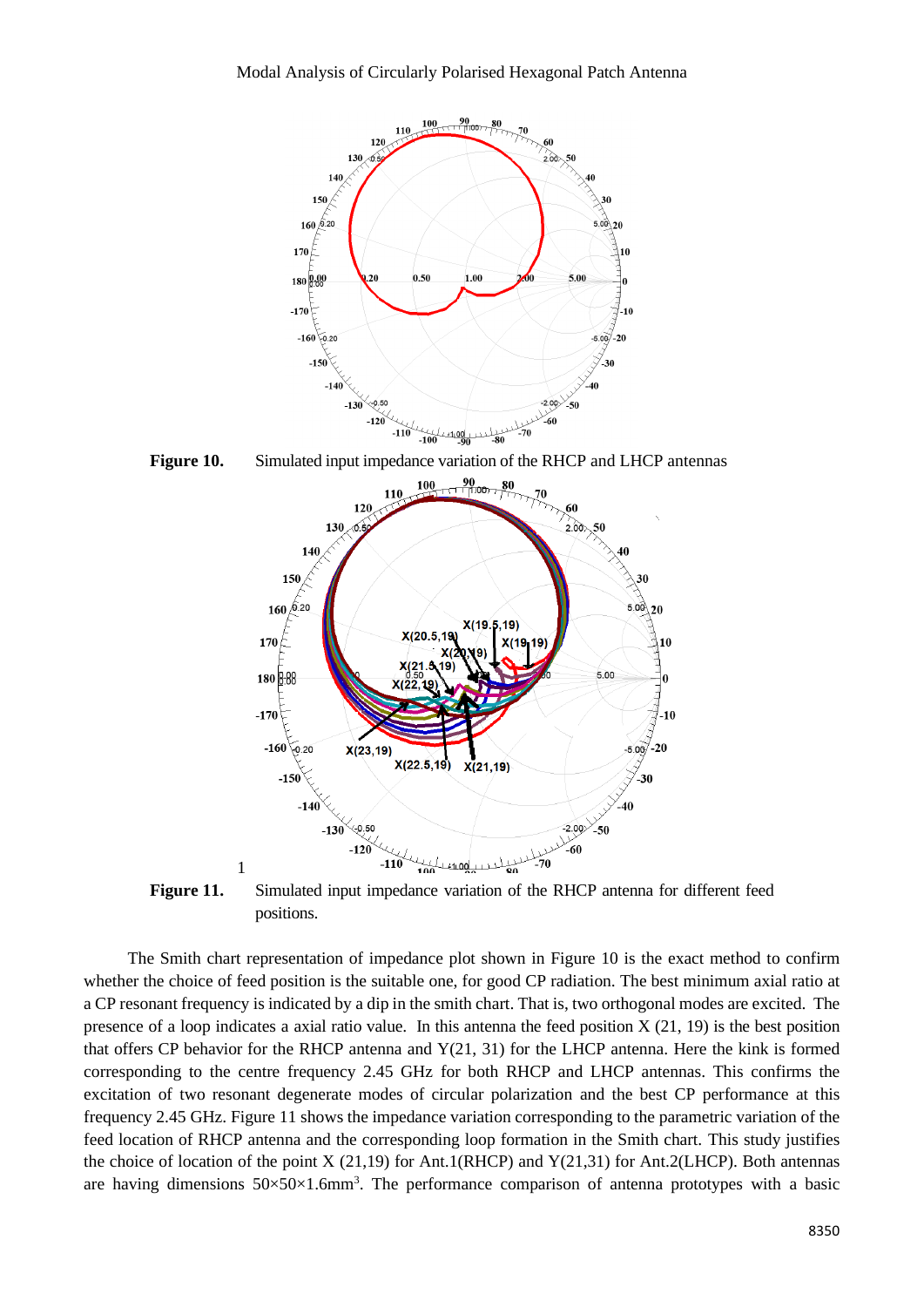**Figure 10.** Simulated input impedance variation of the RHCP and LHCP antennas

**Figure 11.** Simulated input impedance variation of the RHCP antenna for different feed positions.

The Smith chart representation of impedance plot shown in Figure 10 is the exact method to confirm whether the choice of feed position is the suitable one, for good CP radiation. The best minimum axial ratio at a CP resonant frequency is indicated by a dip in the smith chart. That is, two orthogonal modes are excited. The presence of a loop indicates a axial ratio value. In this antenna the feed position X (21, 19) is the best position that offers CP behavior for the RHCP antenna and Y(21, 31) for the LHCP antenna. Here the kink is formed corresponding to the centre frequency 2.45 GHz for both RHCP and LHCP antennas. This confirms the excitation of two resonant degenerate modes of circular polarization and the best CP performance at this frequency 2.45 GHz. Figure 11 shows the impedance variation corresponding to the parametric variation of the feed location of RHCP antenna and the corresponding loop formation in the Smith chart. This study justifies the choice of location of the point X (21,19) for Ant.1(RHCP) and Y(21,31) for Ant.2(LHCP). Both antennas are having dimensions $50\times50\times1.6\text{mm}^3$. The performance comparison of antenna prototypes with a basic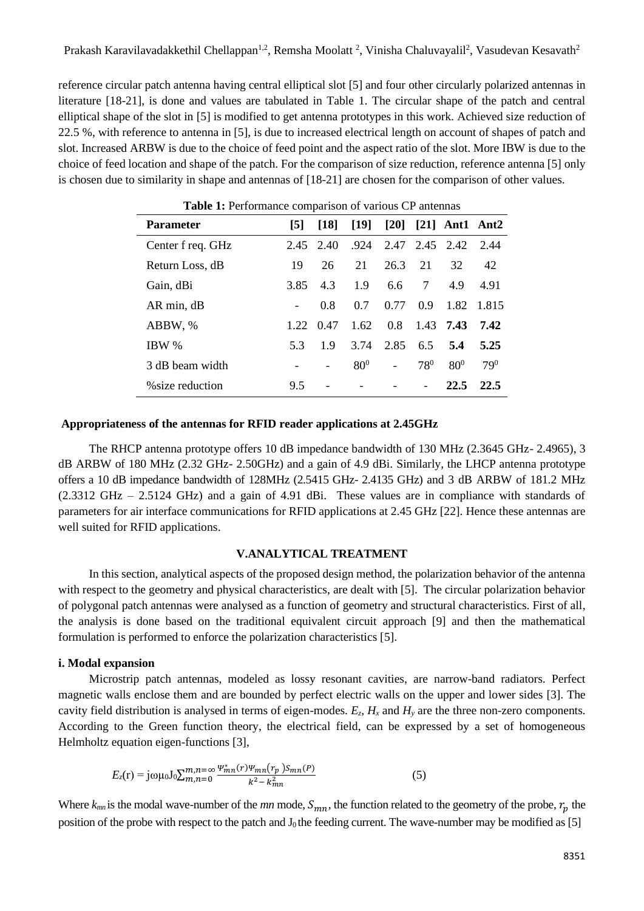reference circular patch antenna having central elliptical slot [5] and four other circularly polarized antennas in literature [18-21], is done and values are tabulated in Table 1. The circular shape of the patch and central elliptical shape of the slot in [5] is modified to get antenna prototypes in this work. Achieved size reduction of 22.5 %, with reference to antenna in [5], is due to increased electrical length on account of shapes of patch and slot. Increased ARBW is due to the choice of feed point and the aspect ratio of the slot. More IBW is due to the choice of feed location and shape of the patch. For the comparison of size reduction, reference antenna [5] only is chosen due to similarity in shape and antennas of [18-21] are chosen for the comparison of other values.

**Table 1:** Performance comparison of various CP antennas

| Parameter | [5] | [18] | [19] | [20] | [21] | Ant1 | Ant2 |
|---|---|---|---|---|---|---|---|
| Center f req. GHz | 2.45 | 2.40 | .924 | 2.47 | 2.45 | 2.42 | 2.44 |
| Return Loss, dB | 19 | 26 | 21 | 26.3 | 21 | 32 | 42 |
| Gain, dBi | 3.85 | 4.3 | 1.9 | 6.6 | 7 | 4.9 | 4.91 |
| AR min, dB | - | 0.8 | 0.7 | 0.77 | 0.9 | 1.82 | 1.815 |
| ABBW, % | 1.22 | 0.47 | 1.62 | 0.8 | 1.43 | **7.43** | **7.42** |
| IBW % | 5.3 | 1.9 | 3.74 | 2.85 | 6.5 | **5.4** | **5.25** |
| 3 dB beam width | - | - | $80^0$ | - | $78^0$ | $80^0$ | $79^0$ |
| %size reduction | 9.5 | - | - | - | - | **22.5** | **22.5** |

**Appropriateness of the antennas for RFID reader applications at 2.45GHz**

The RHCP antenna prototype offers 10 dB impedance bandwidth of 130 MHz (2.3645 GHz- 2.4965), 3 dB ARBW of 180 MHz (2.32 GHz- 2.50GHz) and a gain of 4.9 dBi. Similarly, the LHCP antenna prototype offers a 10 dB impedance bandwidth of 128MHz (2.5415 GHz- 2.4135 GHz) and 3 dB ARBW of 181.2 MHz (2.3312 GHz – 2.5124 GHz) and a gain of 4.91 dBi. These values are in compliance with standards of parameters for air interface communications for RFID applications at 2.45 GHz [22]. Hence these antennas are well suited for RFID applications.

## V.ANALYTICAL TREATMENT

In this section, analytical aspects of the proposed design method, the polarization behavior of the antenna with respect to the geometry and physical characteristics, are dealt with [5]. The circular polarization behavior of polygonal patch antennas were analysed as a function of geometry and structural characteristics. First of all, the analysis is done based on the traditional equivalent circuit approach [9] and then the mathematical formulation is performed to enforce the polarization characteristics [5].

### i. Modal expansion

Microstrip patch antennas, modeled as lossy resonant cavities, are narrow-band radiators. Perfect magnetic walls enclose them and are bounded by perfect electric walls on the upper and lower sides [3]. The cavity field distribution is analysed in terms of eigen-modes. $E_z$, $H_x$ and $H_y$ are the three non-zero components. According to the Green function theory, the electrical field, can be expressed by a set of homogeneous Helmholtz equation eigen-functions [3],

$$E_z(\mathrm{r}) = j\omega\mu_0 J_0 \sum_{m,n=0}^{m,n=\infty} \frac{\Psi_{mn}^*(r)\Psi_{mn}(r_p)S_{mn}(P)}{k^2 - k_{mn}^2} \quad (5)$$

Where $k_{mn}$ is the modal wave-number of the *mn* mode, $S_{mn}$, the function related to the geometry of the probe, $r_p$ the position of the probe with respect to the patch and $J_0$ the feeding current. The wave-number may be modified as [5]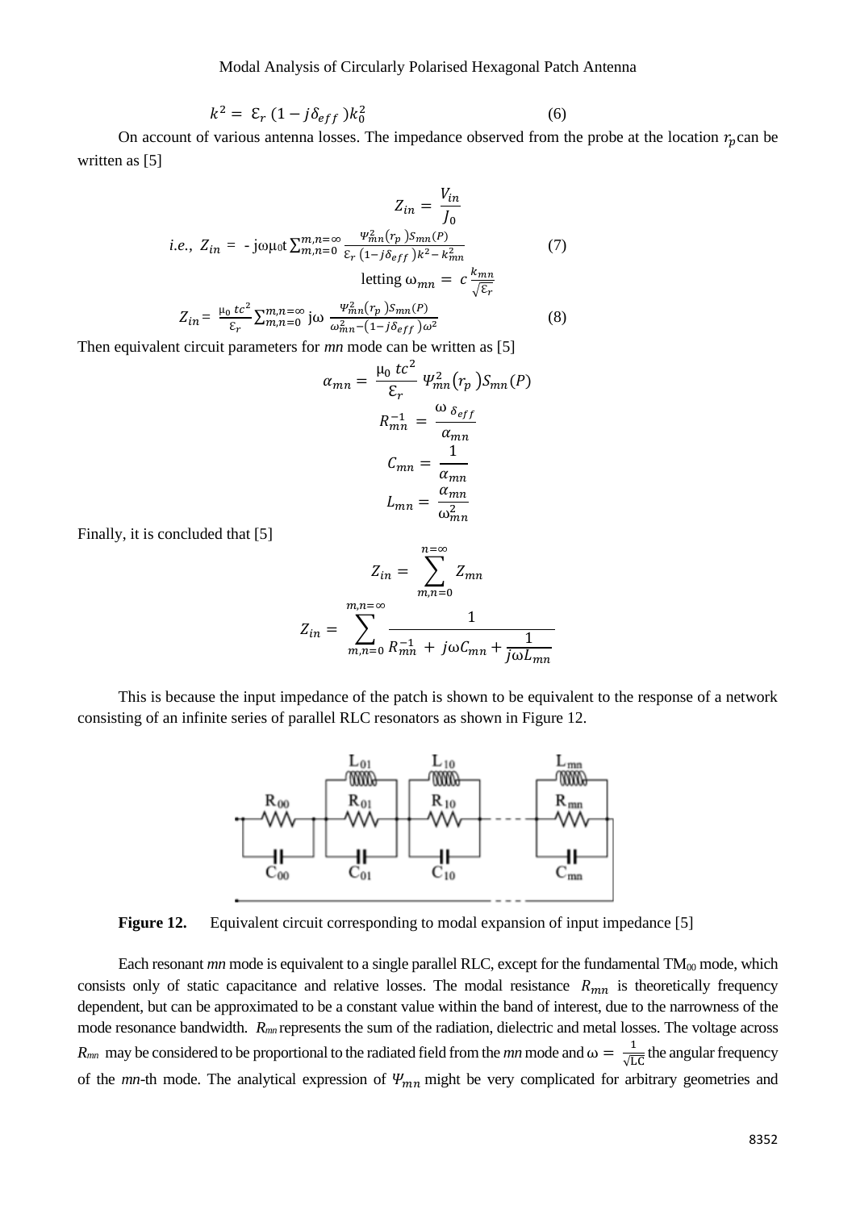$$k^2 = \mathcal{E}_r\,(1 - j\delta_{eff})k_0^2 \qquad (6)$$

On account of various antenna losses. The impedance observed from the probe at the location $r_p$ can be written as [5]

$$Z_{in} = \frac{V_{in}}{J_0}$$

$$i.e.,\ Z_{in} = -j\omega\mu_0 t \sum_{m,n=0}^{m,n=\infty} \frac{\Psi_{mn}^2(r_p)\,S_{mn}(P)}{\mathcal{E}_r\,(1-j\delta_{eff})k^2 - k_{mn}^2} \qquad (7)$$

letting $\omega_{mn} = c\,\frac{k_{mn}}{\sqrt{\mathcal{E}_r}}$

$$Z_{in} = \frac{\mu_0\,tc^2}{\mathcal{E}_r} \sum_{m,n=0}^{m,n=\infty} j\omega\, \frac{\Psi_{mn}^2(r_p)\,S_{mn}(P)}{\omega_{mn}^2 - (1-j\delta_{eff})\omega^2} \qquad (8)$$

Then equivalent circuit parameters for *mn* mode can be written as [5]

$$\alpha_{mn} = \frac{\mu_0\,tc^2}{\mathcal{E}_r}\,\Psi_{mn}^2(r_p)S_{mn}(P)$$

$$R_{mn}^{-1} = \frac{\omega\,\delta_{eff}}{\alpha_{mn}}$$

$$C_{mn} = \frac{1}{\alpha_{mn}}$$

$$L_{mn} = \frac{\alpha_{mn}}{\omega_{mn}^2}$$

Finally, it is concluded that [5]

$$Z_{in} = \sum_{m,n=0}^{n=\infty} Z_{mn}$$

$$Z_{in} = \sum_{m,n=0}^{m,n=\infty} \frac{1}{R_{mn}^{-1} + j\omega C_{mn} + \frac{1}{j\omega L_{mn}}}$$

This is because the input impedance of the patch is shown to be equivalent to the response of a network consisting of an infinite series of parallel RLC resonators as shown in Figure 12.

**Figure 12.** Equivalent circuit corresponding to modal expansion of input impedance [5]

Each resonant *mn* mode is equivalent to a single parallel RLC, except for the fundamental $TM_{00}$ mode, which consists only of static capacitance and relative losses. The modal resistance $R_{mn}$ is theoretically frequency dependent, but can be approximated to be a constant value within the band of interest, due to the narrowness of the mode resonance bandwidth. $R_{mn}$ represents the sum of the radiation, dielectric and metal losses. The voltage across $R_{mn}$ may be considered to be proportional to the radiated field from the *mn* mode and $\omega = \frac{1}{\sqrt{LC}}$ the angular frequency of the *mn*-th mode. The analytical expression of $\Psi_{mn}$ might be very complicated for arbitrary geometries and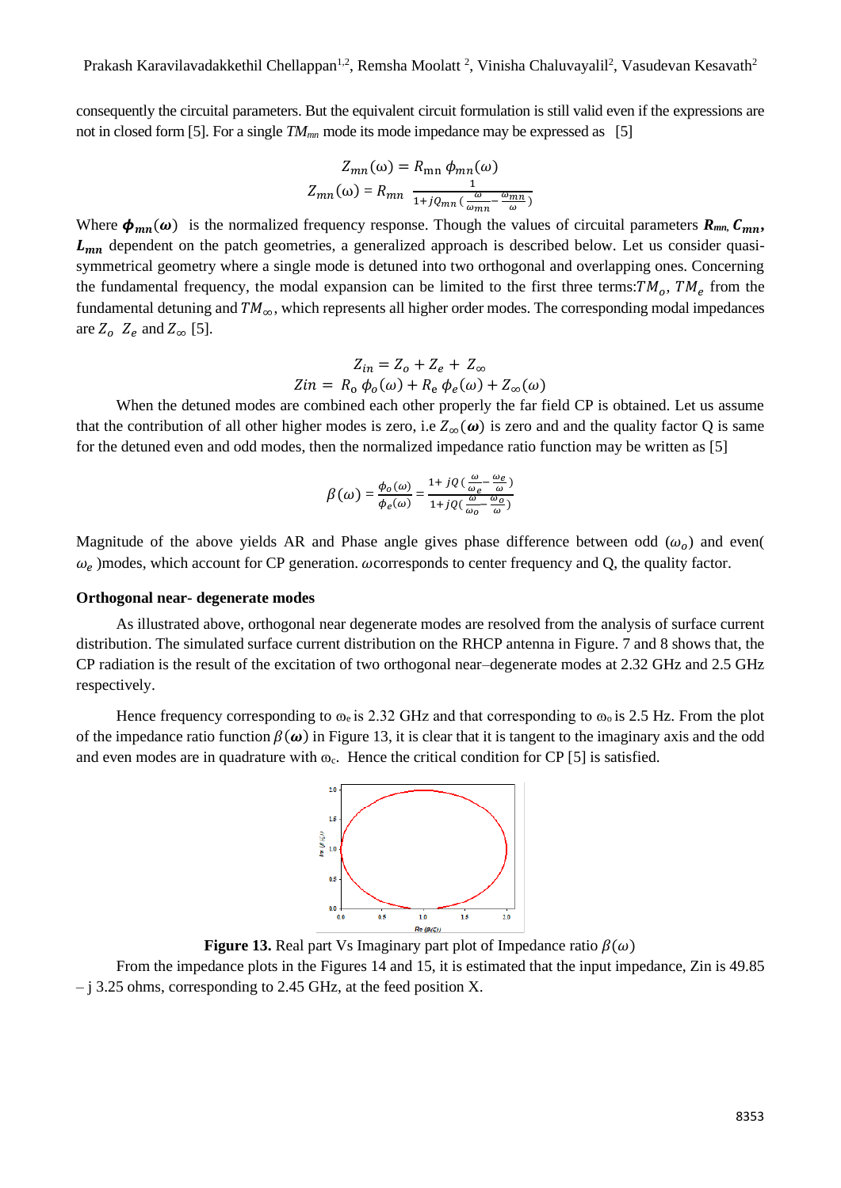consequently the circuital parameters. But the equivalent circuit formulation is still valid even if the expressions are not in closed form [5]. For a single $TM_{mn}$ mode its mode impedance may be expressed as [5]

$$Z_{mn}(\omega) = R_{mn}\,\phi_{mn}(\omega)$$
$$Z_{mn}(\omega) = R_{mn}\,\frac{1}{1+jQ_{mn}\left(\frac{\omega}{\omega_{mn}}-\frac{\omega_{mn}}{\omega}\right)}$$

Where $\boldsymbol{\phi_{mn}(\omega)}$ is the normalized frequency response. Though the values of circuital parameters $\boldsymbol{R_{mn}}$, $\boldsymbol{C_{mn}}$, $\boldsymbol{L_{mn}}$ dependent on the patch geometries, a generalized approach is described below. Let us consider quasi-symmetrical geometry where a single mode is detuned into two orthogonal and overlapping ones. Concerning the fundamental frequency, the modal expansion can be limited to the first three terms: $TM_o$, $TM_e$ from the fundamental detuning and $TM_\infty$, which represents all higher order modes. The corresponding modal impedances are $Z_o$ $Z_e$ and $Z_\infty$ [5].

$$Z_{in} = Z_o + Z_e + Z_\infty$$
$$Zin = R_o\,\phi_o(\omega) + R_e\,\phi_e(\omega) + Z_\infty(\omega)$$

When the detuned modes are combined each other properly the far field CP is obtained. Let us assume that the contribution of all other higher modes is zero, i.e $Z_\infty(\boldsymbol{\omega})$ is zero and and the quality factor Q is same for the detuned even and odd modes, then the normalized impedance ratio function may be written as [5]

$$\beta(\omega) = \frac{\phi_o(\omega)}{\phi_e(\omega)} = \frac{1+jQ\left(\frac{\omega}{\omega_e}-\frac{\omega_e}{\omega}\right)}{1+jQ\left(\frac{\omega}{\omega_o}-\frac{\omega_o}{\omega}\right)}$$

Magnitude of the above yields AR and Phase angle gives phase difference between odd ($\omega_o$) and even( $\omega_e$ )modes, which account for CP generation. $\omega$corresponds to center frequency and Q, the quality factor.

**Orthogonal near- degenerate modes**

As illustrated above, orthogonal near degenerate modes are resolved from the analysis of surface current distribution. The simulated surface current distribution on the RHCP antenna in Figure. 7 and 8 shows that, the CP radiation is the result of the excitation of two orthogonal near–degenerate modes at 2.32 GHz and 2.5 GHz respectively.

Hence frequency corresponding to $\omega_e$ is 2.32 GHz and that corresponding to $\omega_o$ is 2.5 Hz. From the plot of the impedance ratio function $\beta(\boldsymbol{\omega})$ in Figure 13, it is clear that it is tangent to the imaginary axis and the odd and even modes are in quadrature with $\omega_c$. Hence the critical condition for CP [5] is satisfied.

**Figure 13.** Real part Vs Imaginary part plot of Impedance ratio $\beta(\omega)$

From the impedance plots in the Figures 14 and 15, it is estimated that the input impedance, Zin is 49.85 – j 3.25 ohms, corresponding to 2.45 GHz, at the feed position X.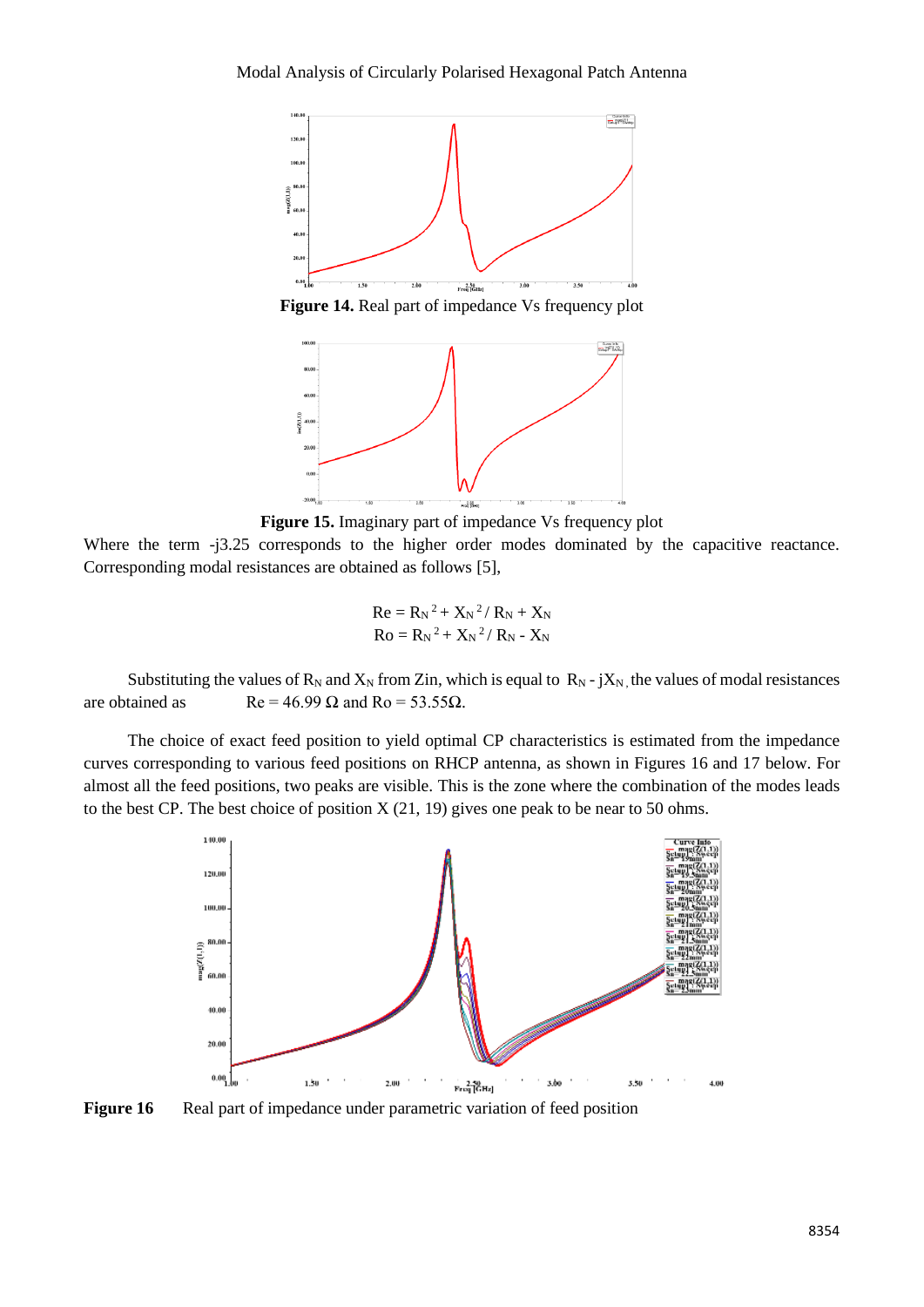**Figure 14.** Real part of impedance Vs frequency plot

**Figure 15.** Imaginary part of impedance Vs frequency plot

Where the term $-j3.25$ corresponds to the higher order modes dominated by the capacitive reactance. Corresponding modal resistances are obtained as follows [5],

$$Re = R_N^{\,2} + X_N^{\,2} / R_N + X_N$$
$$Ro = R_N^{\,2} + X_N^{\,2} / R_N - X_N$$

Substituting the values of $R_N$ and $X_N$ from Zin, which is equal to $R_N - jX_N$, the values of modal resistances are obtained as $Re = 46.99\ \Omega$ and $Ro = 53.55\Omega$.

The choice of exact feed position to yield optimal CP characteristics is estimated from the impedance curves corresponding to various feed positions on RHCP antenna, as shown in Figures 16 and 17 below. For almost all the feed positions, two peaks are visible. This is the zone where the combination of the modes leads to the best CP. The best choice of position X (21, 19) gives one peak to be near to 50 ohms.

**Figure 16** Real part of impedance under parametric variation of feed position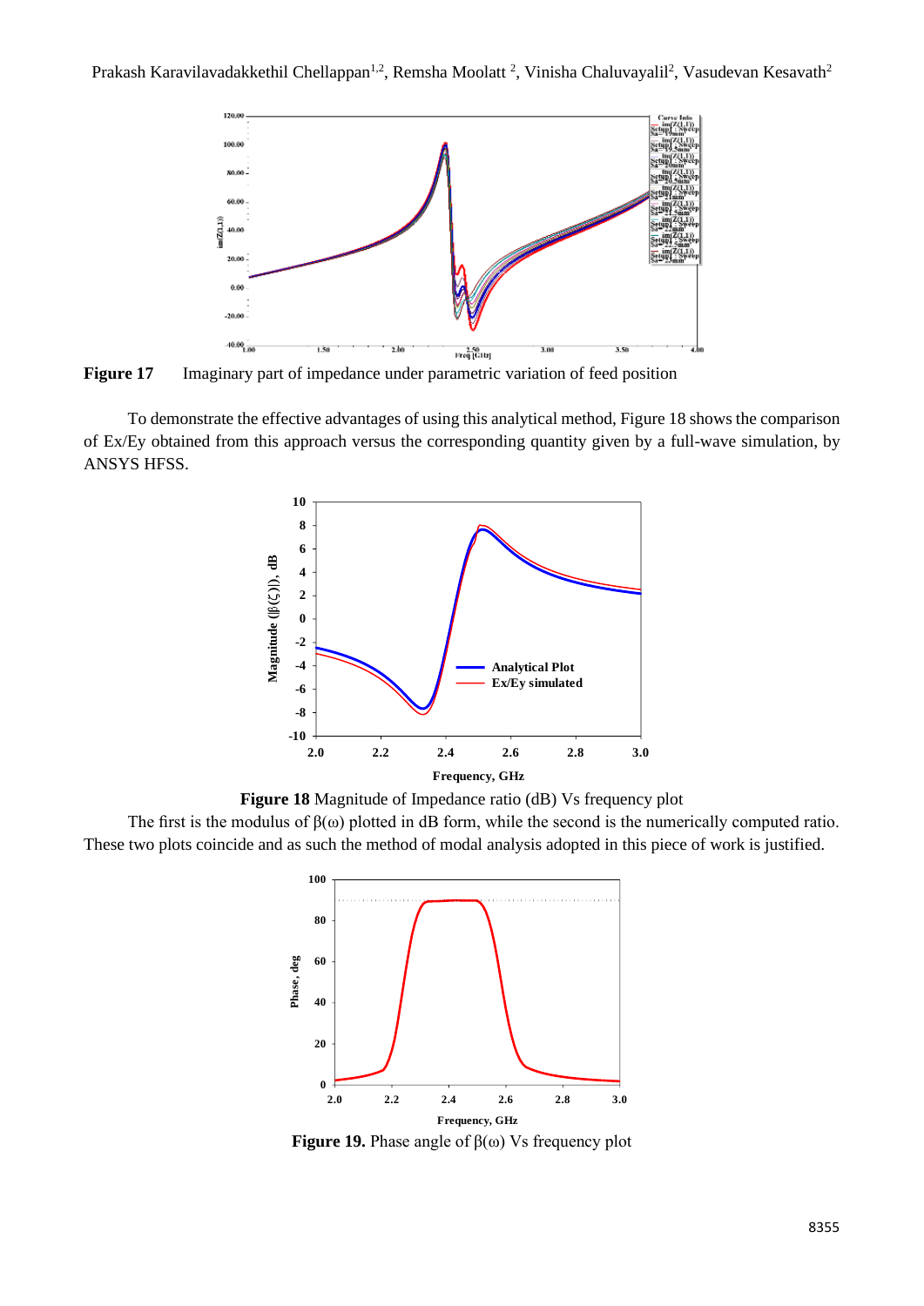**Figure 17** Imaginary part of impedance under parametric variation of feed position

To demonstrate the effective advantages of using this analytical method, Figure 18 shows the comparison of Ex/Ey obtained from this approach versus the corresponding quantity given by a full-wave simulation, by ANSYS HFSS.

**Figure 18** Magnitude of Impedance ratio (dB) Vs frequency plot

The first is the modulus of β(ω) plotted in dB form, while the second is the numerically computed ratio. These two plots coincide and as such the method of modal analysis adopted in this piece of work is justified.

**Figure 19.** Phase angle of β(ω) Vs frequency plot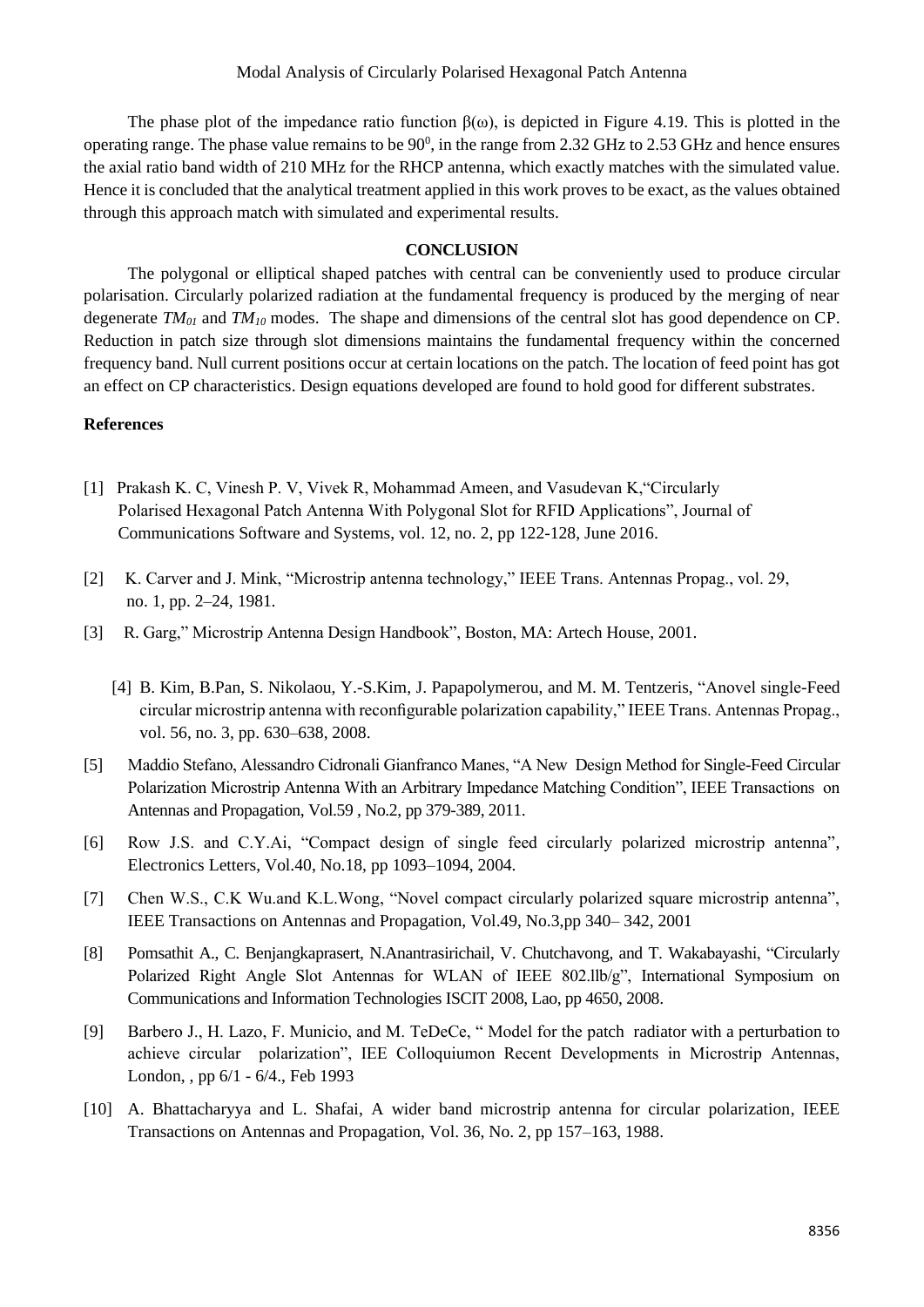The phase plot of the impedance ratio function β(ω), is depicted in Figure 4.19. This is plotted in the operating range. The phase value remains to be $90^0$, in the range from 2.32 GHz to 2.53 GHz and hence ensures the axial ratio band width of 210 MHz for the RHCP antenna, which exactly matches with the simulated value. Hence it is concluded that the analytical treatment applied in this work proves to be exact, as the values obtained through this approach match with simulated and experimental results.

## CONCLUSION

The polygonal or elliptical shaped patches with central can be conveniently used to produce circular polarisation. Circularly polarized radiation at the fundamental frequency is produced by the merging of near degenerate $TM_{01}$ and $TM_{10}$ modes. The shape and dimensions of the central slot has good dependence on CP. Reduction in patch size through slot dimensions maintains the fundamental frequency within the concerned frequency band. Null current positions occur at certain locations on the patch. The location of feed point has got an effect on CP characteristics. Design equations developed are found to hold good for different substrates.

## References

[1] Prakash K. C, Vinesh P. V, Vivek R, Mohammad Ameen, and Vasudevan K,"Circularly Polarised Hexagonal Patch Antenna With Polygonal Slot for RFID Applications", Journal of Communications Software and Systems, vol. 12, no. 2, pp 122-128, June 2016.

[2] K. Carver and J. Mink, "Microstrip antenna technology," IEEE Trans. Antennas Propag., vol. 29, no. 1, pp. 2–24, 1981.

[3] R. Garg," Microstrip Antenna Design Handbook", Boston, MA: Artech House, 2001.

[4] B. Kim, B.Pan, S. Nikolaou, Y.-S.Kim, J. Papapolymerou, and M. M. Tentzeris, "Anovel single-Feed circular microstrip antenna with reconfigurable polarization capability," IEEE Trans. Antennas Propag., vol. 56, no. 3, pp. 630–638, 2008.

[5] Maddio Stefano, Alessandro Cidronali Gianfranco Manes, "A New Design Method for Single-Feed Circular Polarization Microstrip Antenna With an Arbitrary Impedance Matching Condition", IEEE Transactions on Antennas and Propagation, Vol.59 , No.2, pp 379-389, 2011.

[6] Row J.S. and C.Y.Ai, "Compact design of single feed circularly polarized microstrip antenna", Electronics Letters, Vol.40, No.18, pp 1093–1094, 2004.

[7] Chen W.S., C.K Wu.and K.L.Wong, "Novel compact circularly polarized square microstrip antenna", IEEE Transactions on Antennas and Propagation, Vol.49, No.3,pp 340– 342, 2001

[8] Pomsathit A., C. Benjangkaprasert, N.Anantrasirichail, V. Chutchavong, and T. Wakabayashi, "Circularly Polarized Right Angle Slot Antennas for WLAN of IEEE 802.llb/g", International Symposium on Communications and Information Technologies ISCIT 2008, Lao, pp 4650, 2008.

[9] Barbero J., H. Lazo, F. Municio, and M. TeDeCe, " Model for the patch radiator with a perturbation to achieve circular polarization", IEE Colloquiumon Recent Developments in Microstrip Antennas, London, , pp 6/1 - 6/4., Feb 1993

[10] A. Bhattacharyya and L. Shafai, A wider band microstrip antenna for circular polarization, IEEE Transactions on Antennas and Propagation, Vol. 36, No. 2, pp 157–163, 1988.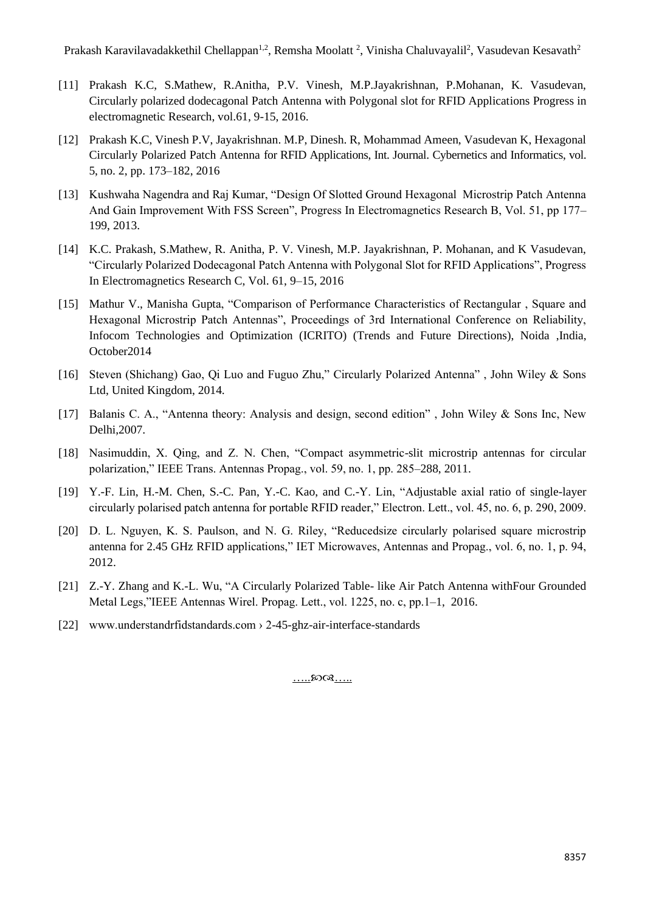[11] Prakash K.C, S.Mathew, R.Anitha, P.V. Vinesh, M.P.Jayakrishnan, P.Mohanan, K. Vasudevan, Circularly polarized dodecagonal Patch Antenna with Polygonal slot for RFID Applications Progress in electromagnetic Research, vol.61, 9-15, 2016.

[12] Prakash K.C, Vinesh P.V, Jayakrishnan. M.P, Dinesh. R, Mohammad Ameen, Vasudevan K, Hexagonal Circularly Polarized Patch Antenna for RFID Applications, Int. Journal. Cybernetics and Informatics, vol. 5, no. 2, pp. 173–182, 2016

[13] Kushwaha Nagendra and Raj Kumar, "Design Of Slotted Ground Hexagonal Microstrip Patch Antenna And Gain Improvement With FSS Screen", Progress In Electromagnetics Research B, Vol. 51, pp 177–199, 2013.

[14] K.C. Prakash, S.Mathew, R. Anitha, P. V. Vinesh, M.P. Jayakrishnan, P. Mohanan, and K Vasudevan, "Circularly Polarized Dodecagonal Patch Antenna with Polygonal Slot for RFID Applications", Progress In Electromagnetics Research C, Vol. 61, 9–15, 2016

[15] Mathur V., Manisha Gupta, "Comparison of Performance Characteristics of Rectangular , Square and Hexagonal Microstrip Patch Antennas", Proceedings of 3rd International Conference on Reliability, Infocom Technologies and Optimization (ICRITO) (Trends and Future Directions), Noida ,India, October2014

[16] Steven (Shichang) Gao, Qi Luo and Fuguo Zhu," Circularly Polarized Antenna" , John Wiley & Sons Ltd, United Kingdom, 2014.

[17] Balanis C. A., "Antenna theory: Analysis and design, second edition" , John Wiley & Sons Inc, New Delhi,2007.

[18] Nasimuddin, X. Qing, and Z. N. Chen, "Compact asymmetric-slit microstrip antennas for circular polarization," IEEE Trans. Antennas Propag., vol. 59, no. 1, pp. 285–288, 2011.

[19] Y.-F. Lin, H.-M. Chen, S.-C. Pan, Y.-C. Kao, and C.-Y. Lin, "Adjustable axial ratio of single-layer circularly polarised patch antenna for portable RFID reader," Electron. Lett., vol. 45, no. 6, p. 290, 2009.

[20] D. L. Nguyen, K. S. Paulson, and N. G. Riley, "Reducedsize circularly polarised square microstrip antenna for 2.45 GHz RFID applications," IET Microwaves, Antennas and Propag., vol. 6, no. 1, p. 94, 2012.

[21] Z.-Y. Zhang and K.-L. Wu, "A Circularly Polarized Table- like Air Patch Antenna withFour Grounded Metal Legs,"IEEE Antennas Wirel. Propag. Lett., vol. 1225, no. c, pp.1–1, 2016.

[22] www.understandrfidstandards.com › 2-45-ghz-air-interface-standards

…..ഇ​ഇ…..